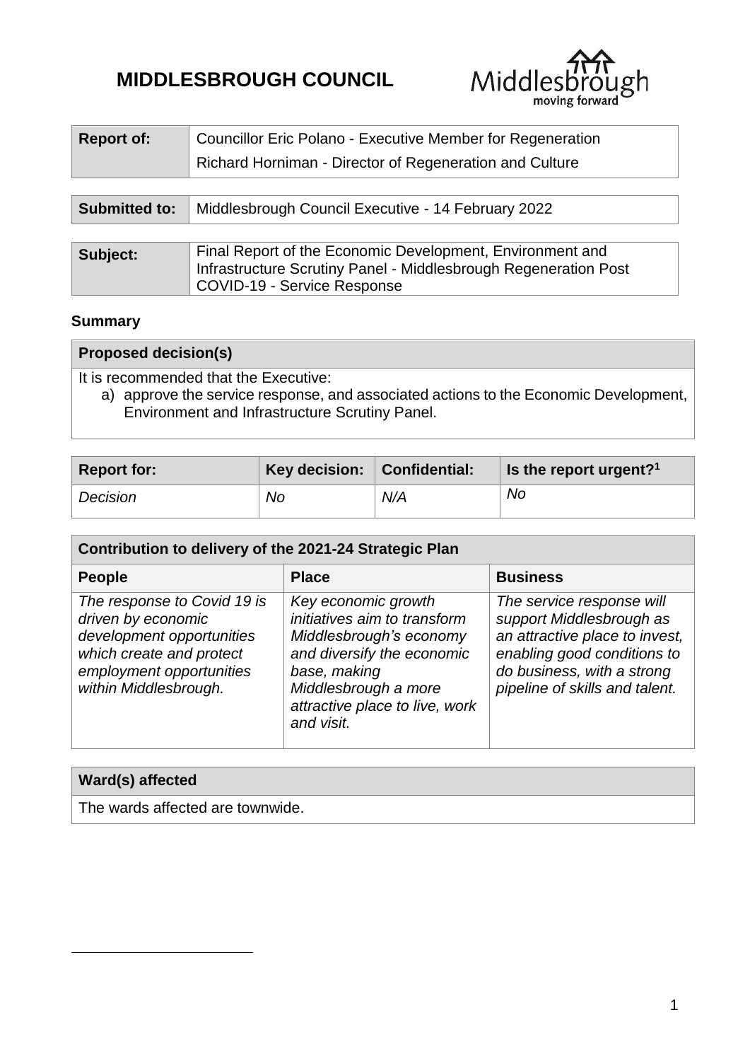# MIDDLESBROUGH COUNCIL

| **Report of:** | Councillor Eric Polano - Executive Member for Regeneration<br>Richard Horniman - Director of Regeneration and Culture |
|---|---|

| **Submitted to:** | Middlesbrough Council Executive - 14 February 2022 |
|---|---|

| **Subject:** | Final Report of the Economic Development, Environment and Infrastructure Scrutiny Panel - Middlesbrough Regeneration Post COVID-19 - Service Response |
|---|---|

## Summary

| **Proposed decision(s)** |
|---|
| It is recommended that the Executive:<br>a) approve the service response, and associated actions to the Economic Development, Environment and Infrastructure Scrutiny Panel. |

| **Report for:** | **Key decision:** | **Confidential:** | **Is the report urgent?**[1] |
|---|---|---|---|
| *Decision* | *No* | *N/A* | *No* |

| **Contribution to delivery of the 2021-24 Strategic Plan** | | |
|---|---|---|
| **People** | **Place** | **Business** |
| *The response to Covid 19 is driven by economic development opportunities which create and protect employment opportunities within Middlesbrough.* | *Key economic growth initiatives aim to transform Middlesbrough's economy and diversify the economic base, making Middlesbrough a more attractive place to live, work and visit.* | *The service response will support Middlesbrough as an attractive place to invest, enabling good conditions to do business, with a strong pipeline of skills and talent.* |

| **Ward(s) affected** |
|---|
| The wards affected are townwide. |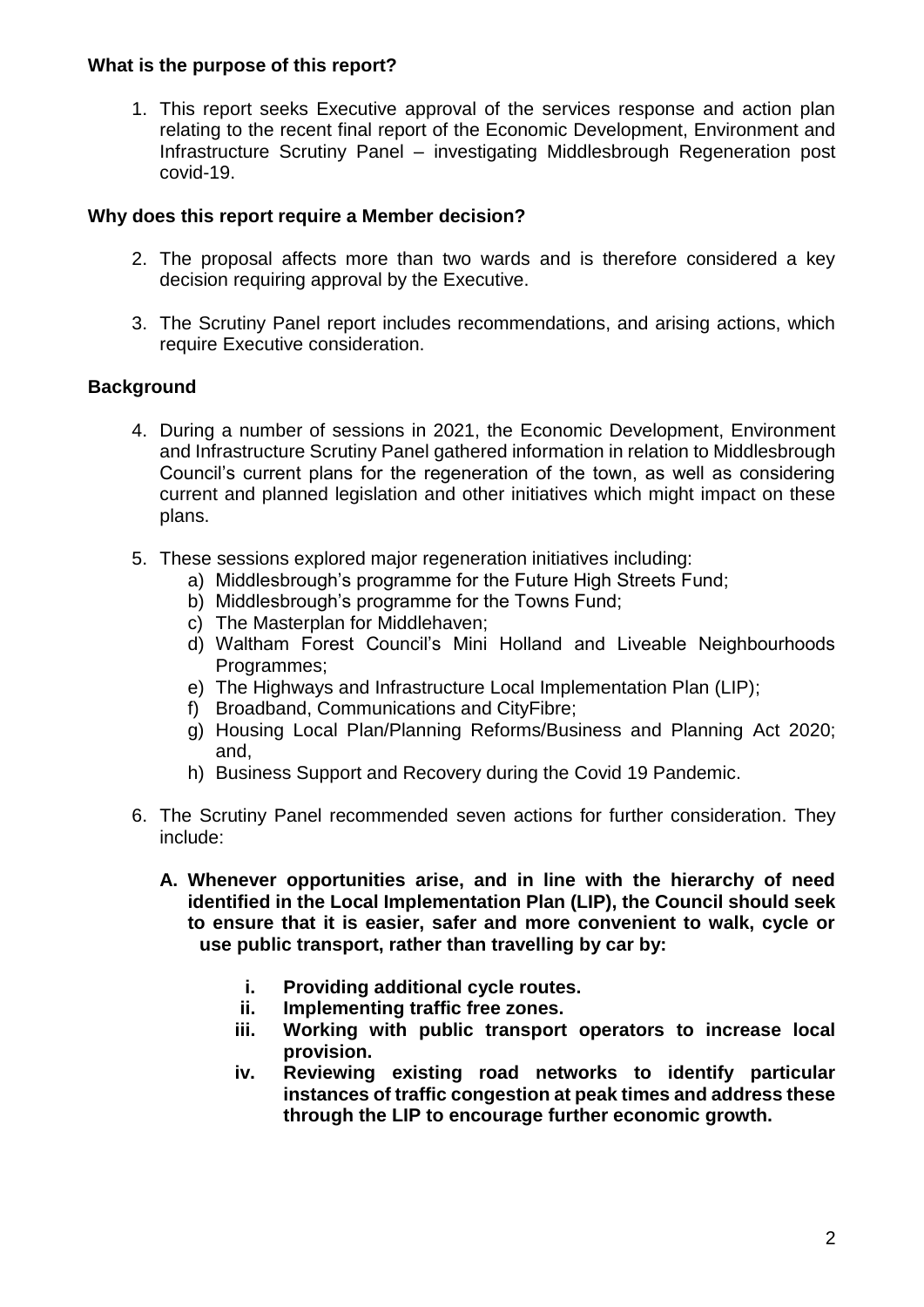**What is the purpose of this report?**

1. This report seeks Executive approval of the services response and action plan relating to the recent final report of the Economic Development, Environment and Infrastructure Scrutiny Panel – investigating Middlesbrough Regeneration post covid-19.

**Why does this report require a Member decision?**

2. The proposal affects more than two wards and is therefore considered a key decision requiring approval by the Executive.

3. The Scrutiny Panel report includes recommendations, and arising actions, which require Executive consideration.

**Background**

4. During a number of sessions in 2021, the Economic Development, Environment and Infrastructure Scrutiny Panel gathered information in relation to Middlesbrough Council's current plans for the regeneration of the town, as well as considering current and planned legislation and other initiatives which might impact on these plans.

5. These sessions explored major regeneration initiatives including:
   a) Middlesbrough's programme for the Future High Streets Fund;
   b) Middlesbrough's programme for the Towns Fund;
   c) The Masterplan for Middlehaven;
   d) Waltham Forest Council's Mini Holland and Liveable Neighbourhoods Programmes;
   e) The Highways and Infrastructure Local Implementation Plan (LIP);
   f) Broadband, Communications and CityFibre;
   g) Housing Local Plan/Planning Reforms/Business and Planning Act 2020; and,
   h) Business Support and Recovery during the Covid 19 Pandemic.

6. The Scrutiny Panel recommended seven actions for further consideration. They include:

   **A. Whenever opportunities arise, and in line with the hierarchy of need identified in the Local Implementation Plan (LIP), the Council should seek to ensure that it is easier, safer and more convenient to walk, cycle or use public transport, rather than travelling by car by:**

   **i. Providing additional cycle routes.**
   **ii. Implementing traffic free zones.**
   **iii. Working with public transport operators to increase local provision.**
   **iv. Reviewing existing road networks to identify particular instances of traffic congestion at peak times and address these through the LIP to encourage further economic growth.**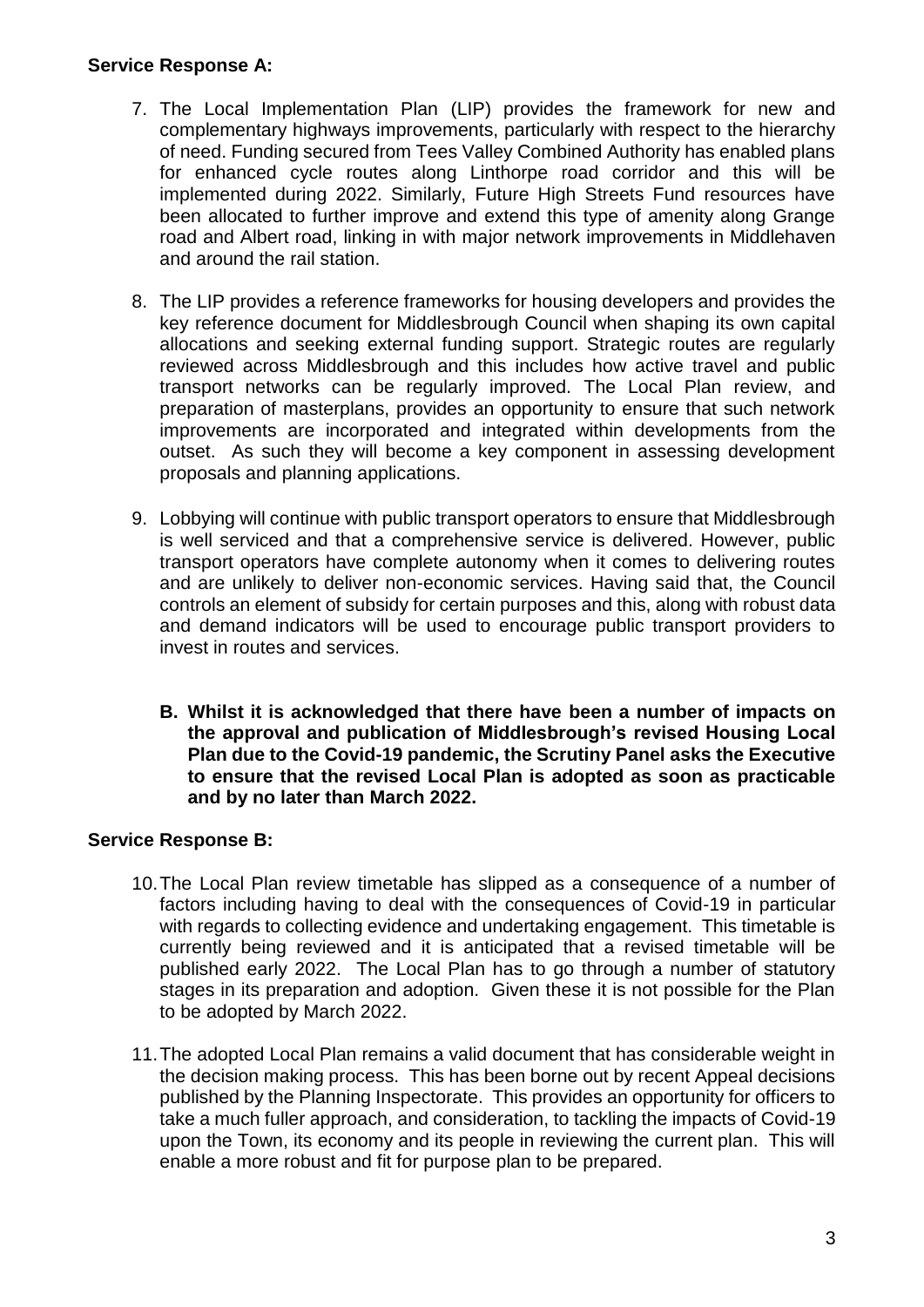**Service Response A:**

7. The Local Implementation Plan (LIP) provides the framework for new and complementary highways improvements, particularly with respect to the hierarchy of need. Funding secured from Tees Valley Combined Authority has enabled plans for enhanced cycle routes along Linthorpe road corridor and this will be implemented during 2022. Similarly, Future High Streets Fund resources have been allocated to further improve and extend this type of amenity along Grange road and Albert road, linking in with major network improvements in Middlehaven and around the rail station.

8. The LIP provides a reference frameworks for housing developers and provides the key reference document for Middlesbrough Council when shaping its own capital allocations and seeking external funding support. Strategic routes are regularly reviewed across Middlesbrough and this includes how active travel and public transport networks can be regularly improved. The Local Plan review, and preparation of masterplans, provides an opportunity to ensure that such network improvements are incorporated and integrated within developments from the outset. As such they will become a key component in assessing development proposals and planning applications.

9. Lobbying will continue with public transport operators to ensure that Middlesbrough is well serviced and that a comprehensive service is delivered. However, public transport operators have complete autonomy when it comes to delivering routes and are unlikely to deliver non-economic services. Having said that, the Council controls an element of subsidy for certain purposes and this, along with robust data and demand indicators will be used to encourage public transport providers to invest in routes and services.

**B. Whilst it is acknowledged that there have been a number of impacts on the approval and publication of Middlesbrough's revised Housing Local Plan due to the Covid-19 pandemic, the Scrutiny Panel asks the Executive to ensure that the revised Local Plan is adopted as soon as practicable and by no later than March 2022.**

**Service Response B:**

10. The Local Plan review timetable has slipped as a consequence of a number of factors including having to deal with the consequences of Covid-19 in particular with regards to collecting evidence and undertaking engagement. This timetable is currently being reviewed and it is anticipated that a revised timetable will be published early 2022. The Local Plan has to go through a number of statutory stages in its preparation and adoption. Given these it is not possible for the Plan to be adopted by March 2022.

11. The adopted Local Plan remains a valid document that has considerable weight in the decision making process. This has been borne out by recent Appeal decisions published by the Planning Inspectorate. This provides an opportunity for officers to take a much fuller approach, and consideration, to tackling the impacts of Covid-19 upon the Town, its economy and its people in reviewing the current plan. This will enable a more robust and fit for purpose plan to be prepared.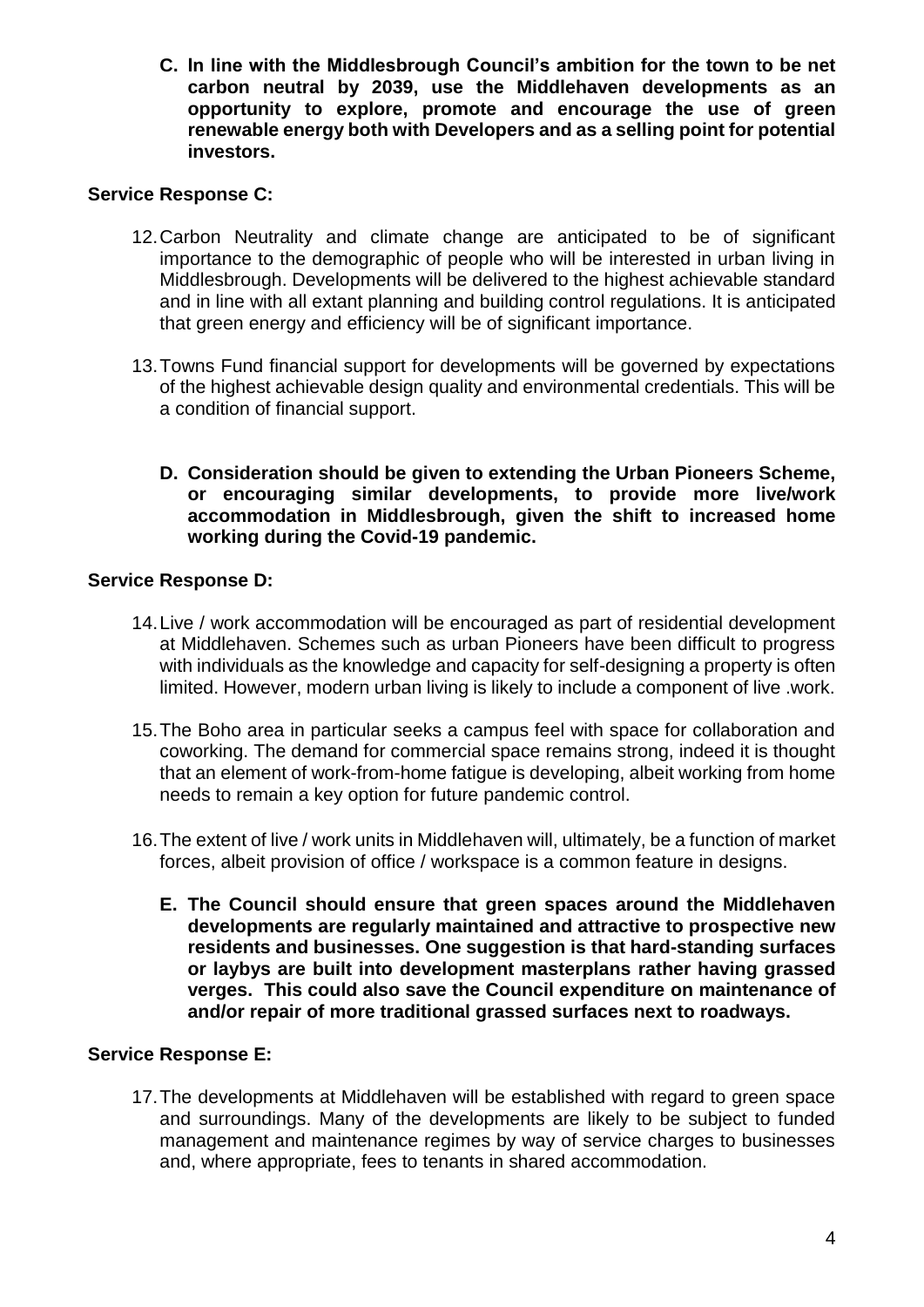**C. In line with the Middlesbrough Council's ambition for the town to be net carbon neutral by 2039, use the Middlehaven developments as an opportunity to explore, promote and encourage the use of green renewable energy both with Developers and as a selling point for potential investors.**

**Service Response C:**

12. Carbon Neutrality and climate change are anticipated to be of significant importance to the demographic of people who will be interested in urban living in Middlesbrough. Developments will be delivered to the highest achievable standard and in line with all extant planning and building control regulations. It is anticipated that green energy and efficiency will be of significant importance.

13. Towns Fund financial support for developments will be governed by expectations of the highest achievable design quality and environmental credentials. This will be a condition of financial support.

**D. Consideration should be given to extending the Urban Pioneers Scheme, or encouraging similar developments, to provide more live/work accommodation in Middlesbrough, given the shift to increased home working during the Covid-19 pandemic.**

**Service Response D:**

14. Live / work accommodation will be encouraged as part of residential development at Middlehaven. Schemes such as urban Pioneers have been difficult to progress with individuals as the knowledge and capacity for self-designing a property is often limited. However, modern urban living is likely to include a component of live .work.

15. The Boho area in particular seeks a campus feel with space for collaboration and coworking. The demand for commercial space remains strong, indeed it is thought that an element of work-from-home fatigue is developing, albeit working from home needs to remain a key option for future pandemic control.

16. The extent of live / work units in Middlehaven will, ultimately, be a function of market forces, albeit provision of office / workspace is a common feature in designs.

**E. The Council should ensure that green spaces around the Middlehaven developments are regularly maintained and attractive to prospective new residents and businesses. One suggestion is that hard-standing surfaces or laybys are built into development masterplans rather having grassed verges. This could also save the Council expenditure on maintenance of and/or repair of more traditional grassed surfaces next to roadways.**

**Service Response E:**

17. The developments at Middlehaven will be established with regard to green space and surroundings. Many of the developments are likely to be subject to funded management and maintenance regimes by way of service charges to businesses and, where appropriate, fees to tenants in shared accommodation.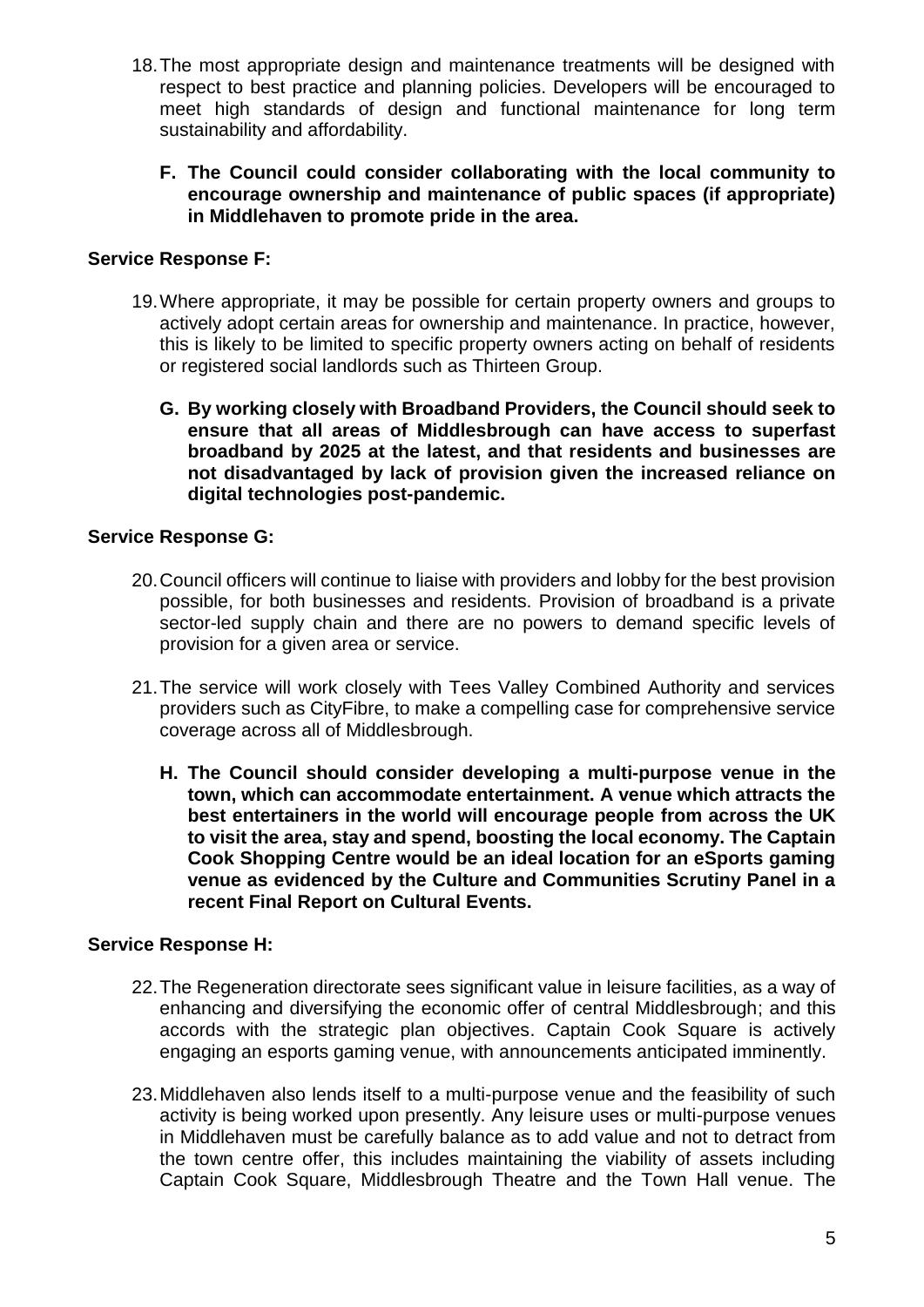18. The most appropriate design and maintenance treatments will be designed with respect to best practice and planning policies. Developers will be encouraged to meet high standards of design and functional maintenance for long term sustainability and affordability.

    **F. The Council could consider collaborating with the local community to encourage ownership and maintenance of public spaces (if appropriate) in Middlehaven to promote pride in the area.**

**Service Response F:**

19. Where appropriate, it may be possible for certain property owners and groups to actively adopt certain areas for ownership and maintenance. In practice, however, this is likely to be limited to specific property owners acting on behalf of residents or registered social landlords such as Thirteen Group.

    **G. By working closely with Broadband Providers, the Council should seek to ensure that all areas of Middlesbrough can have access to superfast broadband by 2025 at the latest, and that residents and businesses are not disadvantaged by lack of provision given the increased reliance on digital technologies post-pandemic.**

**Service Response G:**

20. Council officers will continue to liaise with providers and lobby for the best provision possible, for both businesses and residents. Provision of broadband is a private sector-led supply chain and there are no powers to demand specific levels of provision for a given area or service.

21. The service will work closely with Tees Valley Combined Authority and services providers such as CityFibre, to make a compelling case for comprehensive service coverage across all of Middlesbrough.

    **H. The Council should consider developing a multi-purpose venue in the town, which can accommodate entertainment. A venue which attracts the best entertainers in the world will encourage people from across the UK to visit the area, stay and spend, boosting the local economy. The Captain Cook Shopping Centre would be an ideal location for an eSports gaming venue as evidenced by the Culture and Communities Scrutiny Panel in a recent Final Report on Cultural Events.**

**Service Response H:**

22. The Regeneration directorate sees significant value in leisure facilities, as a way of enhancing and diversifying the economic offer of central Middlesbrough; and this accords with the strategic plan objectives. Captain Cook Square is actively engaging an esports gaming venue, with announcements anticipated imminently.

23. Middlehaven also lends itself to a multi-purpose venue and the feasibility of such activity is being worked upon presently. Any leisure uses or multi-purpose venues in Middlehaven must be carefully balance as to add value and not to detract from the town centre offer, this includes maintaining the viability of assets including Captain Cook Square, Middlesbrough Theatre and the Town Hall venue. The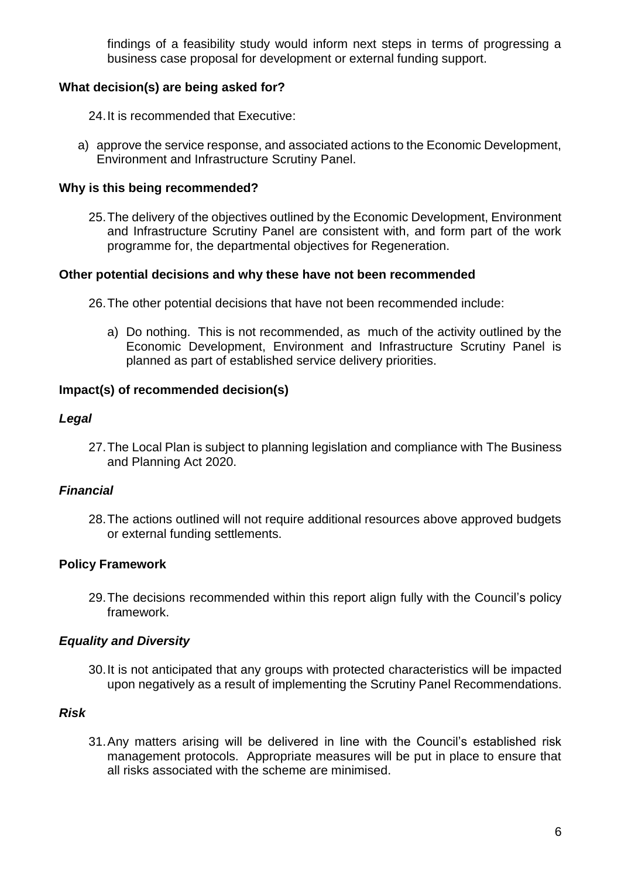findings of a feasibility study would inform next steps in terms of progressing a business case proposal for development or external funding support.

**What decision(s) are being asked for?**

24. It is recommended that Executive:

a) approve the service response, and associated actions to the Economic Development, Environment and Infrastructure Scrutiny Panel.

**Why is this being recommended?**

25. The delivery of the objectives outlined by the Economic Development, Environment and Infrastructure Scrutiny Panel are consistent with, and form part of the work programme for, the departmental objectives for Regeneration.

**Other potential decisions and why these have not been recommended**

26. The other potential decisions that have not been recommended include:

   a) Do nothing. This is not recommended, as much of the activity outlined by the Economic Development, Environment and Infrastructure Scrutiny Panel is planned as part of established service delivery priorities.

**Impact(s) of recommended decision(s)**

***Legal***

27. The Local Plan is subject to planning legislation and compliance with The Business and Planning Act 2020.

***Financial***

28. The actions outlined will not require additional resources above approved budgets or external funding settlements.

**Policy Framework**

29. The decisions recommended within this report align fully with the Council's policy framework.

***Equality and Diversity***

30. It is not anticipated that any groups with protected characteristics will be impacted upon negatively as a result of implementing the Scrutiny Panel Recommendations.

***Risk***

31. Any matters arising will be delivered in line with the Council's established risk management protocols. Appropriate measures will be put in place to ensure that all risks associated with the scheme are minimised.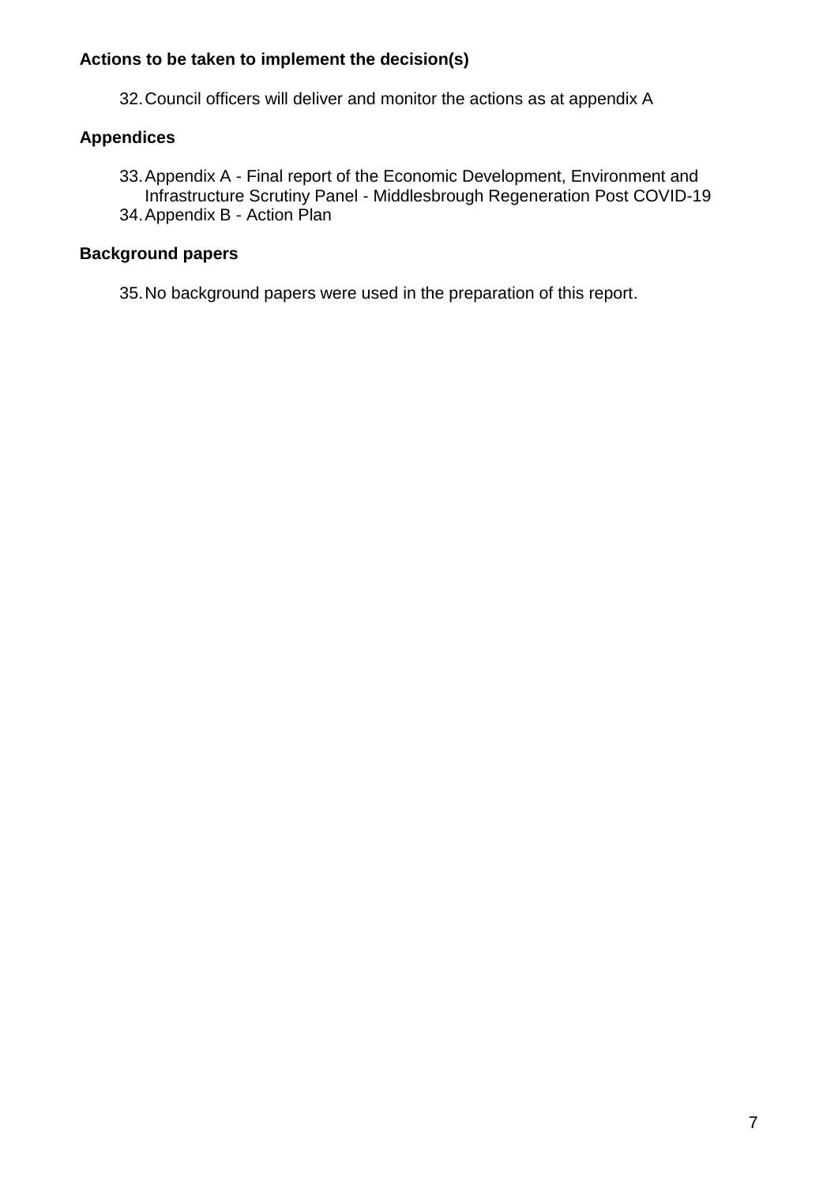**Actions to be taken to implement the decision(s)**

32. Council officers will deliver and monitor the actions as at appendix A

**Appendices**

33. Appendix A - Final report of the Economic Development, Environment and Infrastructure Scrutiny Panel - Middlesbrough Regeneration Post COVID-19
34. Appendix B - Action Plan

**Background papers**

35. No background papers were used in the preparation of this report.